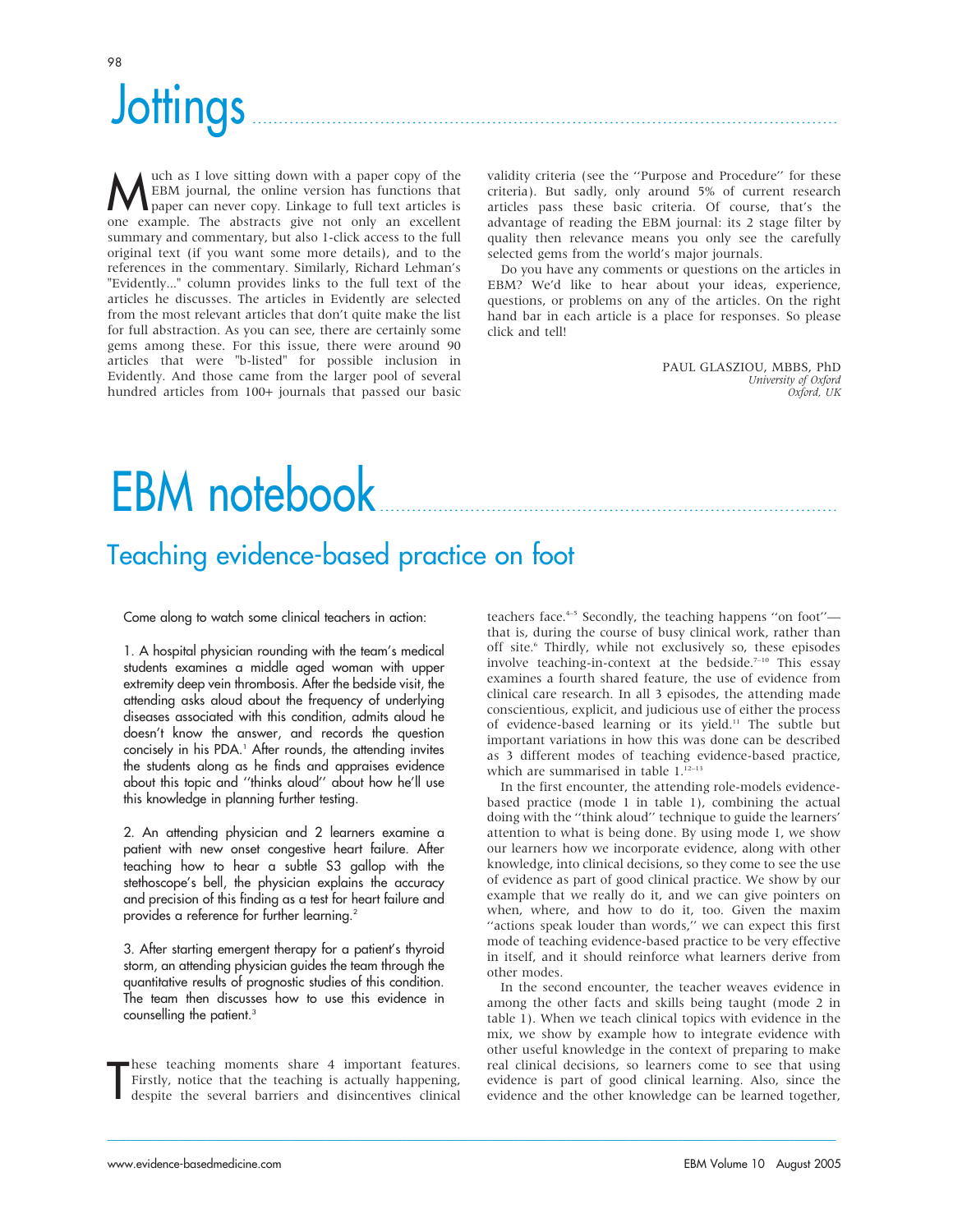# Jottings

Much as I love sitting down with a paper copy of the EBM journal, the online version has functions that paper can never copy. Linkage to full text articles is one example. The abstracts give not only an excellent summary and commentary, but also 1-click access to the full original text (if you want some more details), and to the references in the commentary. Similarly, Richard Lehman's "Evidently..." column provides links to the full text of the articles he discusses. The articles in Evidently are selected from the most relevant articles that don't quite make the list for full abstraction. As you can see, there are certainly some gems among these. For this issue, there were around 90 articles that were "b-listed" for possible inclusion in Evidently. And those came from the larger pool of several hundred articles from 100+ journals that passed our basic validity criteria (see the ''Purpose and Procedure'' for these criteria). But sadly, only around 5% of current research articles pass these basic criteria. Of course, that's the advantage of reading the EBM journal: its 2 stage filter by quality then relevance means you only see the carefully selected gems from the world's major journals.

Do you have any comments or questions on the articles in EBM? We'd like to hear about your ideas, experience, questions, or problems on any of the articles. On the right hand bar in each article is a place for responses. So please click and tell!

PAUL GLASZIOU, MBBS, PhD
*University of Oxford*
*Oxford, UK*

# EBM notebook

## Teaching evidence-based practice on foot

Come along to watch some clinical teachers in action:

1. A hospital physician rounding with the team's medical students examines a middle aged woman with upper extremity deep vein thrombosis. After the bedside visit, the attending asks aloud about the frequency of underlying diseases associated with this condition, admits aloud he doesn't know the answer, and records the question concisely in his PDA.[1] After rounds, the attending invites the students along as he finds and appraises evidence about this topic and ''thinks aloud'' about how he'll use this knowledge in planning further testing.

2. An attending physician and 2 learners examine a patient with new onset congestive heart failure. After teaching how to hear a subtle S3 gallop with the stethoscope's bell, the physician explains the accuracy and precision of this finding as a test for heart failure and provides a reference for further learning.[2]

3. After starting emergent therapy for a patient's thyroid storm, an attending physician guides the team through the quantitative results of prognostic studies of this condition. The team then discusses how to use this evidence in counselling the patient.[3]

These teaching moments share 4 important features. Firstly, notice that the teaching is actually happening, despite the several barriers and disincentives clinical teachers face.[4–5] Secondly, the teaching happens ''on foot''—that is, during the course of busy clinical work, rather than off site.[6] Thirdly, while not exclusively so, these episodes involve teaching-in-context at the bedside.[7–10] This essay examines a fourth shared feature, the use of evidence from clinical care research. In all 3 episodes, the attending made conscientious, explicit, and judicious use of either the process of evidence-based learning or its yield.[11] The subtle but important variations in how this was done can be described as 3 different modes of teaching evidence-based practice, which are summarised in table 1.[12–13]

In the first encounter, the attending role-models evidence-based practice (mode 1 in table 1), combining the actual doing with the ''think aloud'' technique to guide the learners' attention to what is being done. By using mode 1, we show our learners how we incorporate evidence, along with other knowledge, into clinical decisions, so they come to see the use of evidence as part of good clinical practice. We show by our example that we really do it, and we can give pointers on when, where, and how to do it, too. Given the maxim ''actions speak louder than words,'' we can expect this first mode of teaching evidence-based practice to be very effective in itself, and it should reinforce what learners derive from other modes.

In the second encounter, the teacher weaves evidence in among the other facts and skills being taught (mode 2 in table 1). When we teach clinical topics with evidence in the mix, we show by example how to integrate evidence with other useful knowledge in the context of preparing to make real clinical decisions, so learners come to see that using evidence is part of good clinical learning. Also, since the evidence and the other knowledge can be learned together,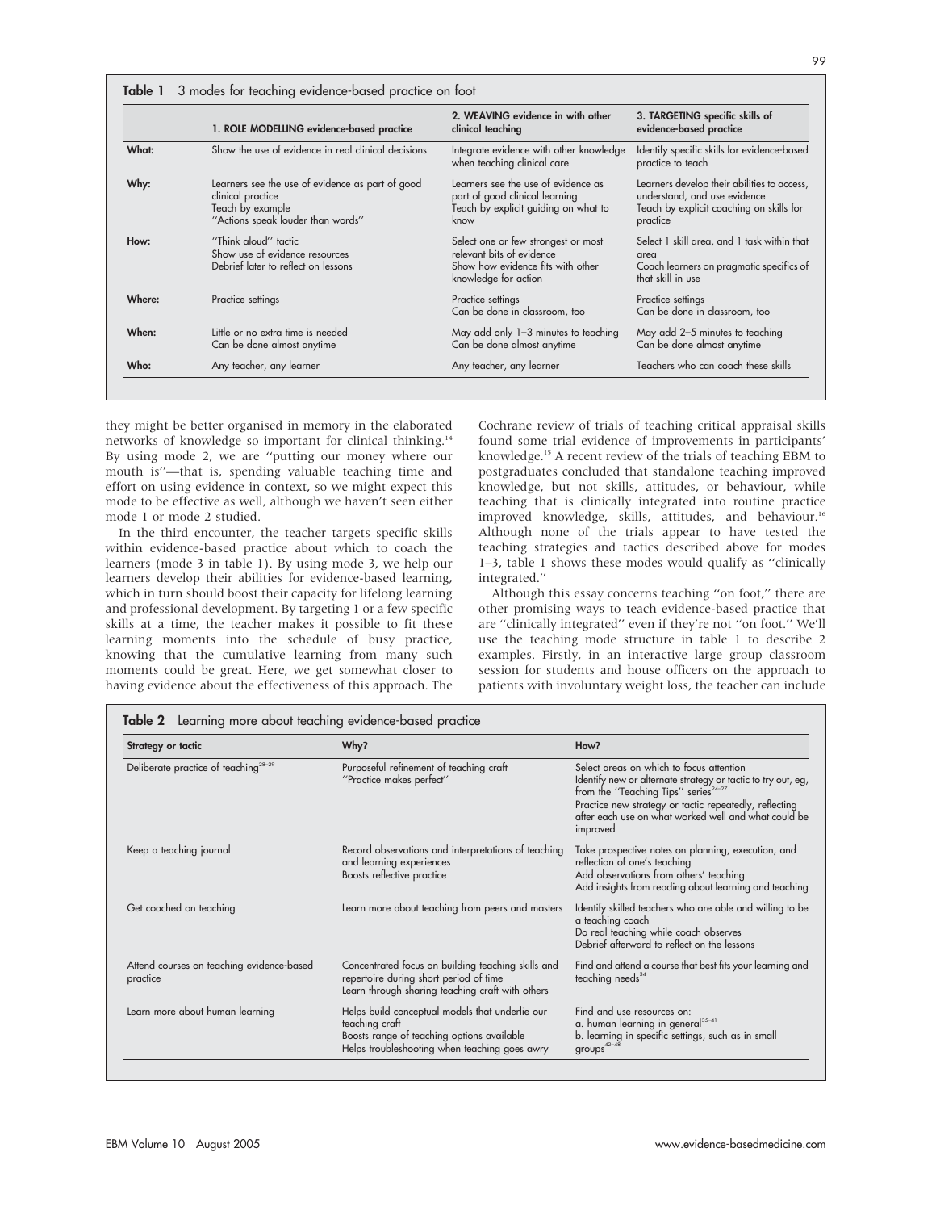**Table 1** 3 modes for teaching evidence-based practice on foot

| | 1. ROLE MODELLING evidence-based practice | 2. WEAVING evidence in with other clinical teaching | 3. TARGETING specific skills of evidence-based practice |
|---|---|---|---|
| What: | Show the use of evidence in real clinical decisions | Integrate evidence with other knowledge when teaching clinical care | Identify specific skills for evidence-based practice to teach |
| Why: | Learners see the use of evidence as part of good clinical practice<br>Teach by example<br>"Actions speak louder than words" | Learners see the use of evidence as part of good clinical learning<br>Teach by explicit guiding on what to know | Learners develop their abilities to access, understand, and use evidence<br>Teach by explicit coaching on skills for practice |
| How: | "Think aloud" tactic<br>Show use of evidence resources<br>Debrief later to reflect on lessons | Select one or few strongest or most relevant bits of evidence<br>Show how evidence fits with other knowledge for action | Select 1 skill area, and 1 task within that area<br>Coach learners on pragmatic specifics of that skill in use |
| Where: | Practice settings | Practice settings<br>Can be done in classroom, too | Practice settings<br>Can be done in classroom, too |
| When: | Little or no extra time is needed<br>Can be done almost anytime | May add only 1–3 minutes to teaching<br>Can be done almost anytime | May add 2–5 minutes to teaching<br>Can be done almost anytime |
| Who: | Any teacher, any learner | Any teacher, any learner | Teachers who can coach these skills |

they might be better organised in memory in the elaborated networks of knowledge so important for clinical thinking.[14] By using mode 2, we are "putting our money where our mouth is"—that is, spending valuable teaching time and effort on using evidence in context, so we might expect this mode to be effective as well, although we haven't seen either mode 1 or mode 2 studied.

In the third encounter, the teacher targets specific skills within evidence-based practice about which to coach the learners (mode 3 in table 1). By using mode 3, we help our learners develop their abilities for evidence-based learning, which in turn should boost their capacity for lifelong learning and professional development. By targeting 1 or a few specific skills at a time, the teacher makes it possible to fit these learning moments into the schedule of busy practice, knowing that the cumulative learning from many such moments could be great. Here, we get somewhat closer to having evidence about the effectiveness of this approach. The Cochrane review of trials of teaching critical appraisal skills found some trial evidence of improvements in participants' knowledge.[15] A recent review of the trials of teaching EBM to postgraduates concluded that standalone teaching improved knowledge, but not skills, attitudes, or behaviour, while teaching that is clinically integrated into routine practice improved knowledge, skills, attitudes, and behaviour.[16] Although none of the trials appear to have tested the teaching strategies and tactics described above for modes 1–3, table 1 shows these modes would qualify as "clinically integrated."

Although this essay concerns teaching "on foot," there are other promising ways to teach evidence-based practice that are "clinically integrated" even if they're not "on foot." We'll use the teaching mode structure in table 1 to describe 2 examples. Firstly, in an interactive large group classroom session for students and house officers on the approach to patients with involuntary weight loss, the teacher can include

**Table 2** Learning more about teaching evidence-based practice

| Strategy or tactic | Why? | How? |
|---|---|---|
| Deliberate practice of teaching[28–29] | Purposeful refinement of teaching craft<br>"Practice makes perfect" | Select areas on which to focus attention<br>Identify new or alternate strategy or tactic to try out, eg, from the "Teaching Tips" series[24–27]<br>Practice new strategy or tactic repeatedly, reflecting after each use on what worked well and what could be improved |
| Keep a teaching journal | Record observations and interpretations of teaching and learning experiences<br>Boosts reflective practice | Take prospective notes on planning, execution, and reflection of one's teaching<br>Add observations from others' teaching<br>Add insights from reading about learning and teaching |
| Get coached on teaching | Learn more about teaching from peers and masters | Identify skilled teachers who are able and willing to be a teaching coach<br>Do real teaching while coach observes<br>Debrief afterward to reflect on the lessons |
| Attend courses on teaching evidence-based practice | Concentrated focus on building teaching skills and repertoire during short period of time<br>Learn through sharing teaching craft with others | Find and attend a course that best fits your learning and teaching needs[34] |
| Learn more about human learning | Helps build conceptual models that underlie our teaching craft<br>Boosts range of teaching options available<br>Helps troubleshooting when teaching goes awry | Find and use resources on:<br>a. human learning in general[35–41]<br>b. learning in specific settings, such as in small groups[42–48] |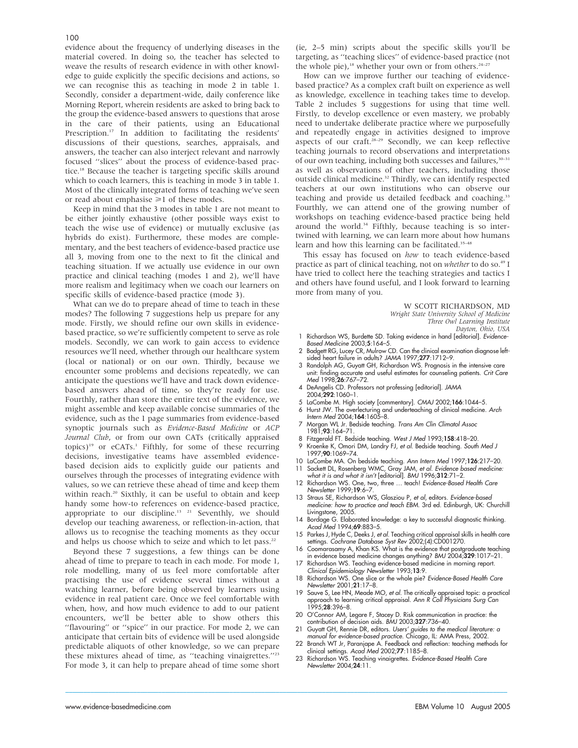evidence about the frequency of underlying diseases in the material covered. In doing so, the teacher has selected to weave the results of research evidence in with other knowledge to guide explicitly the specific decisions and actions, so we can recognise this as teaching in mode 2 in table 1. Secondly, consider a department-wide, daily conference like Morning Report, wherein residents are asked to bring back to the group the evidence-based answers to questions that arose in the care of their patients, using an Educational Prescription.[17] In addition to facilitating the residents' discussions of their questions, searches, appraisals, and answers, the teacher can also interject relevant and narrowly focused "slices" about the process of evidence-based practice.[18] Because the teacher is targeting specific skills around which to coach learners, this is teaching in mode 3 in table 1. Most of the clinically integrated forms of teaching we've seen or read about emphasise $\geqslant$1 of these modes.

Keep in mind that the 3 modes in table 1 are not meant to be either jointly exhaustive (other possible ways exist to teach the wise use of evidence) or mutually exclusive (as hybrids do exist). Furthermore, these modes are complementary, and the best teachers of evidence-based practice use all 3, moving from one to the next to fit the clinical and teaching situation. If we actually use evidence in our own practice and clinical teaching (modes 1 and 2), we'll have more realism and legitimacy when we coach our learners on specific skills of evidence-based practice (mode 3).

What can we do to prepare ahead of time to teach in these modes? The following 7 suggestions help us prepare for any mode. Firstly, we should refine our own skills in evidence-based practice, so we're sufficiently competent to serve as role models. Secondly, we can work to gain access to evidence resources we'll need, whether through our healthcare system (local or national) or on our own. Thirdly, because we encounter some problems and decisions repeatedly, we can anticipate the questions we'll have and track down evidence-based answers ahead of time, so they're ready for use. Fourthly, rather than store the entire text of the evidence, we might assemble and keep available concise summaries of the evidence, such as the 1 page summaries from evidence-based synoptic journals such as *Evidence-Based Medicine* or *ACP Journal Club*, or from our own CATs (critically appraised topics)[19] or eCATs.[1] Fifthly, for some of these recurring decisions, investigative teams have assembled evidence-based decision aids to explicitly guide our patients and ourselves through the processes of integrating evidence with values, so we can retrieve these ahead of time and keep them within reach.[20] Sixthly, it can be useful to obtain and keep handy some how-to references on evidence-based practice, appropriate to our discipline.[13 21] Seventhly, we should develop our teaching awareness, or reflection-in-action, that allows us to recognise the teaching moments as they occur and helps us choose which to seize and which to let pass.[22]

Beyond these 7 suggestions, a few things can be done ahead of time to prepare to teach in each mode. For mode 1, role modelling, many of us feel more comfortable after practising the use of evidence several times without a watching learner, before being observed by learners using evidence in real patient care. Once we feel comfortable with when, how, and how much evidence to add to our patient encounters, we'll be better able to show others this "flavouring" or "spice" in our practice. For mode 2, we can anticipate that certain bits of evidence will be used alongside predictable aliquots of other knowledge, so we can prepare these mixtures ahead of time, as "teaching vinaigrettes."[23] For mode 3, it can help to prepare ahead of time some short (ie, 2–5 min) scripts about the specific skills you'll be targeting, as "teaching slices" of evidence-based practice (not the whole pie),[18] whether your own or from others.[24–27]

How can we improve further our teaching of evidence-based practice? As a complex craft built on experience as well as knowledge, excellence in teaching takes time to develop. Table 2 includes 5 suggestions for using that time well. Firstly, to develop excellence or even mastery, we probably need to undertake deliberate practice where we purposefully and repeatedly engage in activities designed to improve aspects of our craft.[28–29] Secondly, we can keep reflective teaching journals to record observations and interpretations of our own teaching, including both successes and failures,[30–31] as well as observations of other teachers, including those outside clinical medicine.[32] Thirdly, we can identify respected teachers at our own institutions who can observe our teaching and provide us detailed feedback and coaching.[33] Fourthly, we can attend one of the growing number of workshops on teaching evidence-based practice being held around the world.[34] Fifthly, because teaching is so intertwined with learning, we can learn more about how humans learn and how this learning can be facilitated.[35–48]

This essay has focused on *how* to teach evidence-based practice as part of clinical teaching, not on *whether* to do so.[49] I have tried to collect here the teaching strategies and tactics I and others have found useful, and I look forward to learning more from many of you.

W SCOTT RICHARDSON, MD
*Wright State University School of Medicine*
*Three Owl Learning Institute*
*Dayton, Ohio, USA*

1. Richardson WS, Burdette SD. Taking evidence in hand [editorial]. *Evidence-Based Medicine* 2003;**5**:164–5.
2. Badgett RG, Lucey CR, Mulrow CD. Can the clinical examination diagnose left-sided heart failure in adults? *JAMA* 1997;**277**:1712–9.
3. Randolph AG, Guyatt GH, Richardson WS. Prognosis in the intensive care unit: finding accurate and useful estimates for counseling patients. *Crit Care Med* 1998;**26**:767–72.
4. DeAngelis CD. Professors not professing [editorial]. *JAMA* 2004;**292**:1060–1.
5. LaCombe M. High society [commentary]. *CMAJ* 2002;**166**:1044–5.
6. Hurst JW. The overlecturing and underteaching of clinical medicine. *Arch Intern Med* 2004;**164**:1605–8.
7. Morgan WL Jr. Bedside teaching. *Trans Am Clin Climatol Assoc* 1981;**93**:164–71.
8. Fitzgerald FT. Bedside teaching. *West J Med* 1993;**158**:418–20.
9. Kroenke K, Omori DM, Landry FJ, *et al*. Bedside teaching. *South Med J* 1997;**90**:1069–74.
10. LaCombe MA. On bedside teaching. *Ann Intern Med* 1997;**126**:217–20.
11. Sackett DL, Rosenberg WMC, Gray JAM, *et al*. Evidence based medicine: what it is and what it isn't [editorial]. *BMJ* 1996;**312**:71–2.
12. Richardson WS. One, two, three … teach! *Evidence-Based Health Care Newsletter* 1999;**19**:6–7.
13. Straus SE, Richardson WS, Glasziou P, *et al*, editors. *Evidence-based medicine: how to practice and teach EBM*. 3rd ed. Edinburgh, UK: Churchill Livingstone, 2005.
14. Bordage G. Elaborated knowledge: a key to successful diagnostic thinking. *Acad Med* 1994;**69**:883–5.
15. Parkes J, Hyde C, Deeks J, *et al*. Teaching critical appraisal skills in health care settings. *Cochrane Database Syst Rev* 2002;(4):CD001270.
16. Coomarasamy A, Khan KS. What is the evidence that postgraduate teaching in evidence based medicine changes anything? *BMJ* 2004;**329**:1017–21.
17. Richardson WS. Teaching evidence-based medicine in morning report. *Clinical Epidemiology Newsletter* 1993;**13**:9.
18. Richardson WS. One slice or the whole pie? *Evidence-Based Health Care Newsletter* 2001;**21**:17–8.
19. Sauve S, Lee HN, Meade MO, *et al*. The critically appraised topic: a practical approach to learning critical appraisal. *Ann R Coll Physicians Surg Can* 1995;**28**:396–8.
20. O'Connor AM, Legare F, Stacey D. Risk communication in practice: the contribution of decision aids. *BMJ* 2003;**327**:736–40.
21. Guyatt GH, Rennie DR, editors. *Users' guides to the medical literature: a manual for evidence-based practice*. Chicago, IL: AMA Press, 2002.
22. Branch WT Jr, Paranjape A. Feedback and reflection: teaching methods for clinical settings. *Acad Med* 2002;**77**:1185–8.
23. Richardson WS. Teaching vinaigrettes. *Evidence-Based Health Care Newsletter* 2004;**24**:11.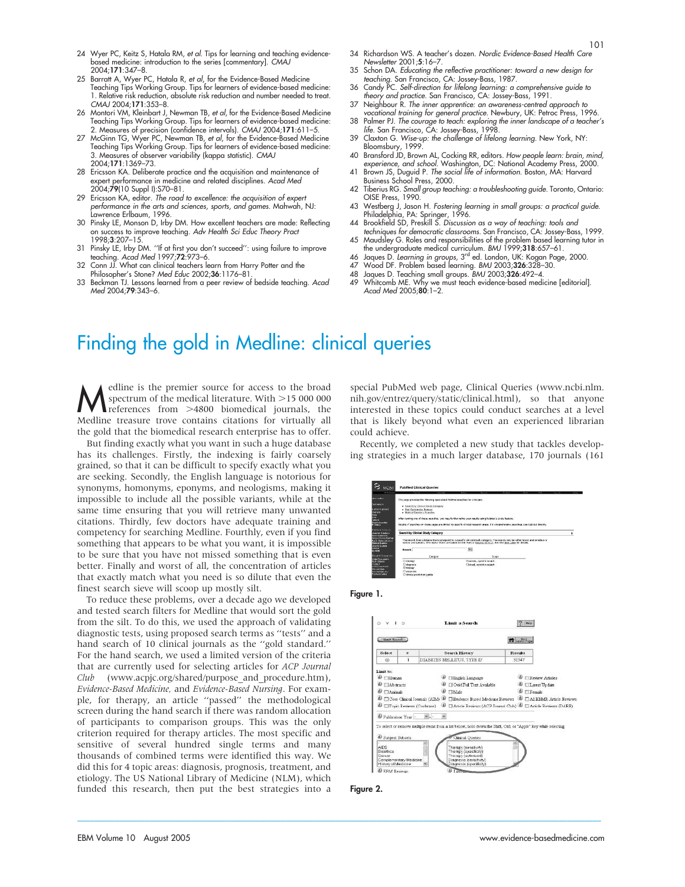24 Wyer PC, Keitz S, Hatala RM, *et al*. Tips for learning and teaching evidence-based medicine: introduction to the series [commentary]. *CMAJ* 2004;**171**:347–8.
25 Barratt A, Wyer PC, Hatala R, *et al*, for the Evidence-Based Medicine Teaching Tips Working Group. Tips for learners of evidence-based medicine: 1. Relative risk reduction, absolute risk reduction and number needed to treat. *CMAJ* 2004;**171**:353–8.
26 Montori VM, Kleinbart J, Newman TB, *et al*, for the Evidence-Based Medicine Teaching Tips Working Group. Tips for learners of evidence-based medicine: 2. Measures of precision (confidence intervals). *CMAJ* 2004;**171**:611–5.
27 McGinn TG, Wyer PC, Newman TB, *et al*, for the Evidence-Based Medicine Teaching Tips Working Group. Tips for learners of evidence-based medicine: 3. Measures of observer variability (kappa statistic). *CMAJ* 2004;**171**:1369–73.
28 Ericsson KA. Deliberate practice and the acquisition and maintenance of expert performance in medicine and related disciplines. *Acad Med* 2004;**79**(10 Suppl I):S70–81.
29 Ericsson KA, editor. *The road to excellence: the acquisition of expert performance in the arts and sciences, sports, and games.* Mahwah, NJ: Lawrence Erlbaum, 1996.
30 Pinsky LE, Monson D, Irby DM. How excellent teachers are made: Reflecting on success to improve teaching. *Adv Health Sci Educ Theory Pract* 1998;**3**:207–15.
31 Pinsky LE, Irby DM. "If at first you don't succeed": using failure to improve teaching. *Acad Med* 1997;**72**:973–6.
32 Conn JJ. What can clinical teachers learn from Harry Potter and the Philosopher's Stone? *Med Educ* 2002;**36**:1176–81.
33 Beckman TJ. Lessons learned from a peer review of bedside teaching. *Acad Med* 2004;**79**:343–6.
34 Richardson WS. A teacher's dozen. *Nordic Evidence-Based Health Care Newsletter* 2001;**5**:16–7.
35 Schon DA. *Educating the reflective practitioner: toward a new design for teaching.* San Francisco, CA: Jossey-Bass, 1987.
36 Candy PC. *Self-direction for lifelong learning: a comprehensive guide to theory and practice.* San Francisco, CA: Jossey-Bass, 1991.
37 Neighbour R. *The inner apprentice: an awareness-centred approach to vocational training for general practice.* Newbury, UK: Petroc Press, 1996.
38 Palmer PJ. *The courage to teach: exploring the inner landscape of a teacher's life.* San Francisco, CA: Jossey-Bass, 1998.
39 Claxton G. *Wise-up: the challenge of lifelong learning.* New York, NY: Bloomsbury, 1999.
40 Bransford JD, Brown AL, Cocking RR, editors. *How people learn: brain, mind, experience, and school.* Washington, DC: National Academy Press, 2000.
41 Brown JS, Duguid P. *The social life of information.* Boston, MA: Harvard Business School Press, 2000.
42 Tiberius RG. *Small group teaching: a troubleshooting guide.* Toronto, Ontario: OISE Press, 1990.
43 Westberg J, Jason H. *Fostering learning in small groups: a practical guide.* Philadelphia, PA: Springer, 1996.
44 Brookfield SD, Preskill S. *Discussion as a way of teaching: tools and techniques for democratic classrooms.* San Francisco, CA: Jossey-Bass, 1999.
45 Maudsley G. Roles and responsibilities of the problem based learning tutor in the undergraduate medical curriculum. *BMJ* 1999;**318**:657–61.
46 Jaques D. *Learning in groups*, 3rd ed. London, UK: Kogan Page, 2000.
47 Wood DF. Problem based learning. *BMJ* 2003;**326**:328–30.
48 Jaques D. Teaching small groups. *BMJ* 2003;**326**:492–4.
49 Whitcomb ME. Why we must teach evidence-based medicine [editorial]. *Acad Med* 2005;**80**:1–2.

# Finding the gold in Medline: clinical queries

Medline is the premier source for access to the broad spectrum of the medical literature. With >15 000 000 references from >4800 biomedical journals, the Medline treasure trove contains citations for virtually all the gold that the biomedical research enterprise has to offer.

But finding exactly what you want in such a huge database has its challenges. Firstly, the indexing is fairly coarsely grained, so that it can be difficult to specify exactly what you are seeking. Secondly, the English language is notorious for synonyms, homonyms, eponyms, and neologisms, making it impossible to include all the possible variants, while at the same time ensuring that you will retrieve many unwanted citations. Thirdly, few doctors have adequate training and competency for searching Medline. Fourthly, even if you find something that appears to be what you want, it is impossible to be sure that you have not missed something that is even better. Finally and worst of all, the concentration of articles that exactly match what you need is so dilute that even the finest search sieve will scoop up mostly silt.

To reduce these problems, over a decade ago we developed and tested search filters for Medline that would sort the gold from the silt. To do this, we used the approach of validating diagnostic tests, using proposed search terms as "tests" and a hand search of 10 clinical journals as the "gold standard." For the hand search, we used a limited version of the criteria that are currently used for selecting articles for *ACP Journal Club* (www.acpjc.org/shared/purpose_and_procedure.htm), *Evidence-Based Medicine,* and *Evidence-Based Nursing*. For example, for therapy, an article "passed" the methodological screen during the hand search if there was random allocation of participants to comparison groups. This was the only criterion required for therapy articles. The most specific and sensitive of several hundred single terms and many thousands of combined terms were identified this way. We did this for 4 topic areas: diagnosis, prognosis, treatment, and etiology. The US National Library of Medicine (NLM), which funded this research, then put the best strategies into a special PubMed web page, Clinical Queries (www.ncbi.nlm.nih.gov/entrez/query/static/clinical.html), so that anyone interested in these topics could conduct searches at a level that is likely beyond what even an experienced librarian could achieve.

Recently, we completed a new study that tackles developing strategies in a much larger database, 170 journals (161

**Figure 1.**

**Figure 2.**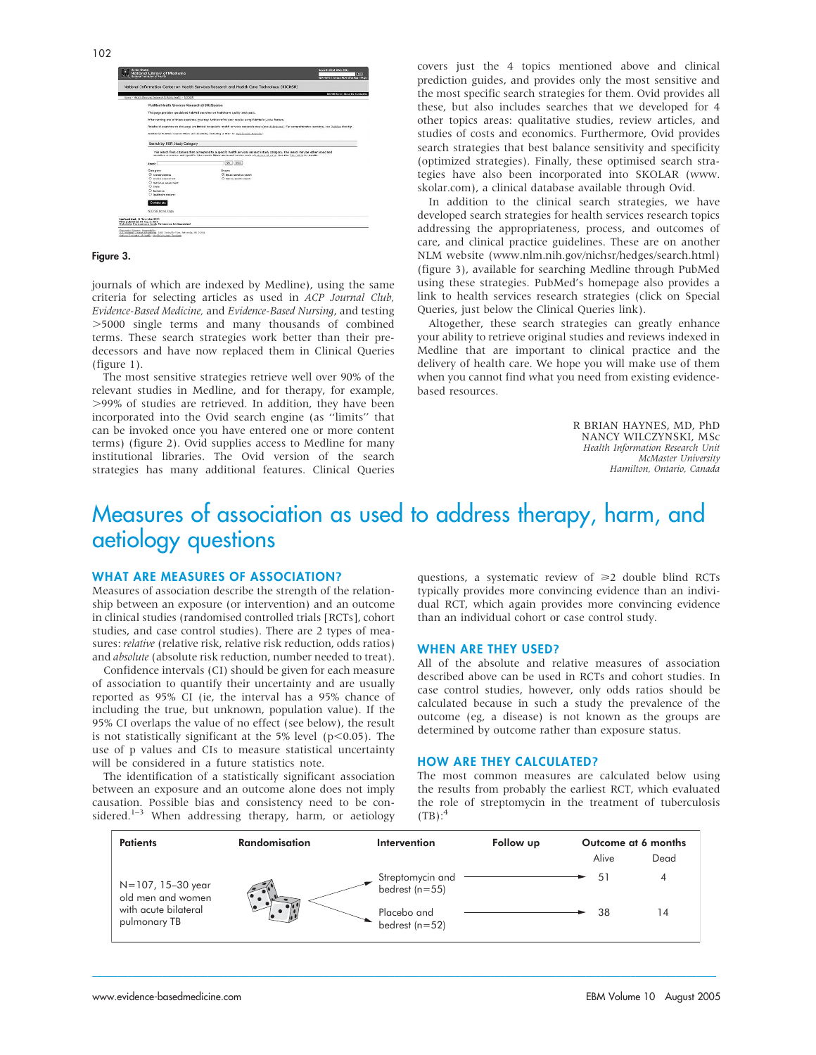Figure 3.

journals of which are indexed by Medline), using the same criteria for selecting articles as used in *ACP Journal Club, Evidence-Based Medicine,* and *Evidence-Based Nursing*, and testing >5000 single terms and many thousands of combined terms. These search strategies work better than their predecessors and have now replaced them in Clinical Queries (figure 1).

The most sensitive strategies retrieve well over 90% of the relevant studies in Medline, and for therapy, for example, >99% of studies are retrieved. In addition, they have been incorporated into the Ovid search engine (as ''limits'' that can be invoked once you have entered one or more content terms) (figure 2). Ovid supplies access to Medline for many institutional libraries. The Ovid version of the search strategies has many additional features. Clinical Queries covers just the 4 topics mentioned above and clinical prediction guides, and provides only the most sensitive and the most specific search strategies for them. Ovid provides all these, but also includes searches that we developed for 4 other topics areas: qualitative studies, review articles, and studies of costs and economics. Furthermore, Ovid provides search strategies that best balance sensitivity and specificity (optimized strategies). Finally, these optimised search strategies have also been incorporated into SKOLAR (www.skolar.com), a clinical database available through Ovid.

In addition to the clinical search strategies, we have developed search strategies for health services research topics addressing the appropriateness, process, and outcomes of care, and clinical practice guidelines. These are on another NLM website (www.nlm.nih.gov/nichsr/hedges/search.html) (figure 3), available for searching Medline through PubMed using these strategies. PubMed's homepage also provides a link to health services research strategies (click on Special Queries, just below the Clinical Queries link).

Altogether, these search strategies can greatly enhance your ability to retrieve original studies and reviews indexed in Medline that are important to clinical practice and the delivery of health care. We hope you will make use of them when you cannot find what you need from existing evidence-based resources.

R BRIAN HAYNES, MD, PhD
NANCY WILCZYNSKI, MSc
*Health Information Research Unit*
*McMaster University*
*Hamilton, Ontario, Canada*

# Measures of association as used to address therapy, harm, and aetiology questions

## WHAT ARE MEASURES OF ASSOCIATION?

Measures of association describe the strength of the relationship between an exposure (or intervention) and an outcome in clinical studies (randomised controlled trials [RCTs], cohort studies, and case control studies). There are 2 types of measures: *relative* (relative risk, relative risk reduction, odds ratios) and *absolute* (absolute risk reduction, number needed to treat).

Confidence intervals (CI) should be given for each measure of association to quantify their uncertainty and are usually reported as 95% CI (ie, the interval has a 95% chance of including the true, but unknown, population value). If the 95% CI overlaps the value of no effect (see below), the result is not statistically significant at the 5% level ($p<0.05$). The use of p values and CIs to measure statistical uncertainty will be considered in a future statistics note.

The identification of a statistically significant association between an exposure and an outcome alone does not imply causation. Possible bias and consistency need to be considered.[1–3] When addressing therapy, harm, or aetiology questions, a systematic review of ⩾2 double blind RCTs typically provides more convincing evidence than an individual RCT, which again provides more convincing evidence than an individual cohort or case control study.

## WHEN ARE THEY USED?

All of the absolute and relative measures of association described above can be used in RCTs and cohort studies. In case control studies, however, only odds ratios should be calculated because in such a study the prevalence of the outcome (eg, a disease) is not known as the groups are determined by outcome rather than exposure status.

## HOW ARE THEY CALCULATED?

The most common measures are calculated below using the results from probably the earliest RCT, which evaluated the role of streptomycin in the treatment of tuberculosis (TB):[4]

| Patients | Randomisation | Intervention | Follow up | Outcome at 6 months: Alive | Outcome at 6 months: Dead |
|---|---|---|---|---|---|
| N=107, 15–30 year old men and women with acute bilateral pulmonary TB | | Streptomycin and bedrest (n=55) | → | 51 | 4 |
| | | Placebo and bedrest (n=52) | → | 38 | 14 |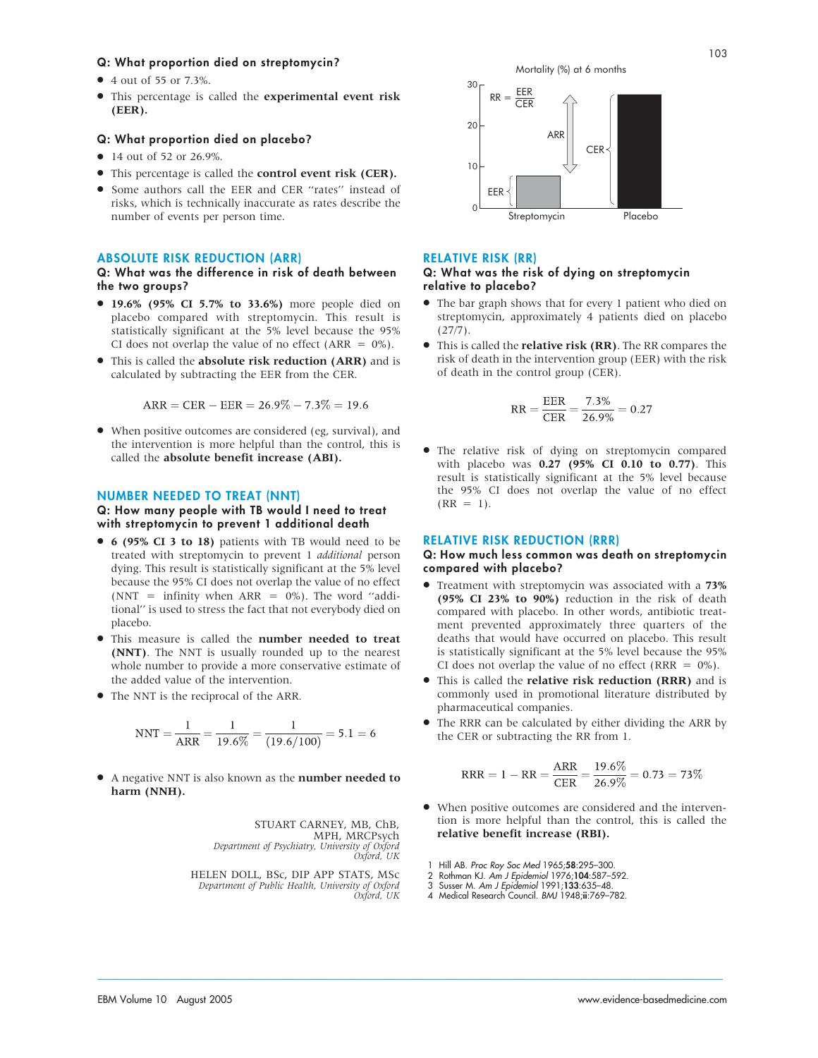## Q: What proportion died on streptomycin?

- 4 out of 55 or 7.3%.
- This percentage is called the **experimental event risk (EER).**

## Q: What proportion died on placebo?

- 14 out of 52 or 26.9%.
- This percentage is called the **control event risk (CER).**
- Some authors call the EER and CER "rates" instead of risks, which is technically inaccurate as rates describe the number of events per person time.

## ABSOLUTE RISK REDUCTION (ARR)

### Q: What was the difference in risk of death between the two groups?

- **19.6% (95% CI 5.7% to 33.6%)** more people died on placebo compared with streptomycin. This result is statistically significant at the 5% level because the 95% CI does not overlap the value of no effect (ARR = 0%).
- This is called the **absolute risk reduction (ARR)** and is calculated by subtracting the EER from the CER.

$$\text{ARR} = \text{CER} - \text{EER} = 26.9\% - 7.3\% = 19.6$$

- When positive outcomes are considered (eg, survival), and the intervention is more helpful than the control, this is called the **absolute benefit increase (ABI).**

## NUMBER NEEDED TO TREAT (NNT)

### Q: How many people with TB would I need to treat with streptomycin to prevent 1 additional death

- **6 (95% CI 3 to 18)** patients with TB would need to be treated with streptomycin to prevent 1 *additional* person dying. This result is statistically significant at the 5% level because the 95% CI does not overlap the value of no effect (NNT = infinity when ARR = 0%). The word "additional" is used to stress the fact that not everybody died on placebo.
- This measure is called the **number needed to treat (NNT)**. The NNT is usually rounded up to the nearest whole number to provide a more conservative estimate of the added value of the intervention.
- The NNT is the reciprocal of the ARR.

$$\text{NNT} = \frac{1}{\text{ARR}} = \frac{1}{19.6\%} = \frac{1}{(19.6/100)} = 5.1 = 6$$

- A negative NNT is also known as the **number needed to harm (NNH).**

STUART CARNEY, MB, ChB, MPH, MRCPsych
*Department of Psychiatry, University of Oxford Oxford, UK*

HELEN DOLL, BSc, DIP APP STATS, MSc
*Department of Public Health, University of Oxford Oxford, UK*

Mortality (%) at 6 months

30
20
10
0

$RR = \frac{EER}{CER}$

ARR

CER

EER

Streptomycin

Placebo

## RELATIVE RISK (RR)

### Q: What was the risk of dying on streptomycin relative to placebo?

- The bar graph shows that for every 1 patient who died on streptomycin, approximately 4 patients died on placebo (27/7).
- This is called the **relative risk (RR)**. The RR compares the risk of death in the intervention group (EER) with the risk of death in the control group (CER).

$$\text{RR} = \frac{\text{EER}}{\text{CER}} = \frac{7.3\%}{26.9\%} = 0.27$$

- The relative risk of dying on streptomycin compared with placebo was **0.27 (95% CI 0.10 to 0.77)**. This result is statistically significant at the 5% level because the 95% CI does not overlap the value of no effect (RR = 1).

## RELATIVE RISK REDUCTION (RRR)

### Q: How much less common was death on streptomycin compared with placebo?

- Treatment with streptomycin was associated with a **73% (95% CI 23% to 90%)** reduction in the risk of death compared with placebo. In other words, antibiotic treatment prevented approximately three quarters of the deaths that would have occurred on placebo. This result is statistically significant at the 5% level because the 95% CI does not overlap the value of no effect (RRR = 0%).
- This is called the **relative risk reduction (RRR)** and is commonly used in promotional literature distributed by pharmaceutical companies.
- The RRR can be calculated by either dividing the ARR by the CER or subtracting the RR from 1.

$$\text{RRR} = 1 - \text{RR} = \frac{\text{ARR}}{\text{CER}} = \frac{19.6\%}{26.9\%} = 0.73 = 73\%$$

- When positive outcomes are considered and the intervention is more helpful than the control, this is called the **relative benefit increase (RBI).**

1 Hill AB. *Proc Roy Soc Med* 1965;**58**:295–300.
2 Rothman KJ. *Am J Epidemiol* 1976;**104**:587–592.
3 Susser M. *Am J Epidemiol* 1991;**133**:635–48.
4 Medical Research Council. *BMJ* 1948;**ii**:769–782.